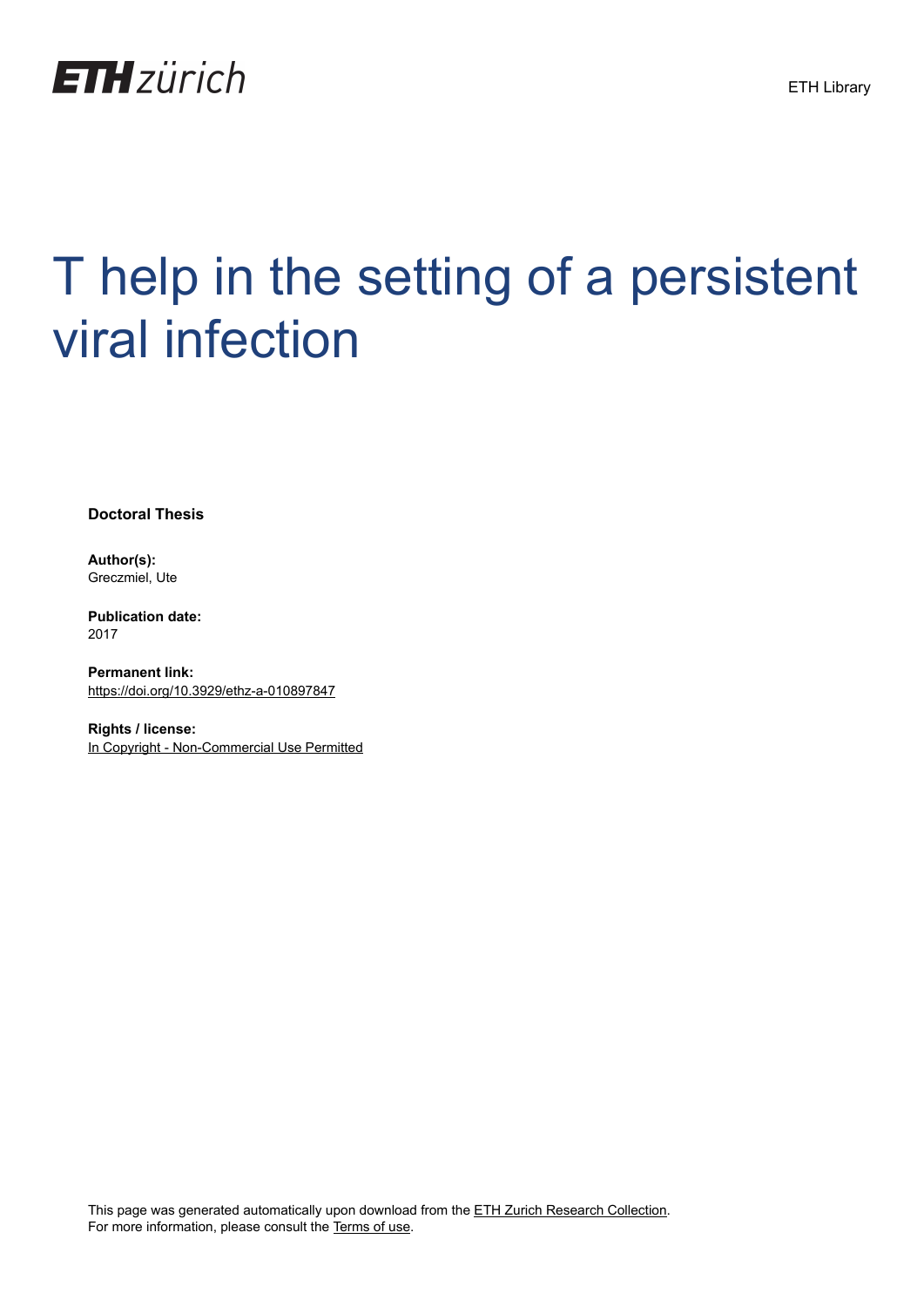ETH zürich

ETH Library

# T help in the setting of a persistent viral infection

**Doctoral Thesis**

**Author(s):**
Greczmiel, Ute

**Publication date:**
2017

**Permanent link:**
https://doi.org/10.3929/ethz-a-010897847

**Rights / license:**
In Copyright - Non-Commercial Use Permitted

This page was generated automatically upon download from the ETH Zurich Research Collection.
For more information, please consult the Terms of use.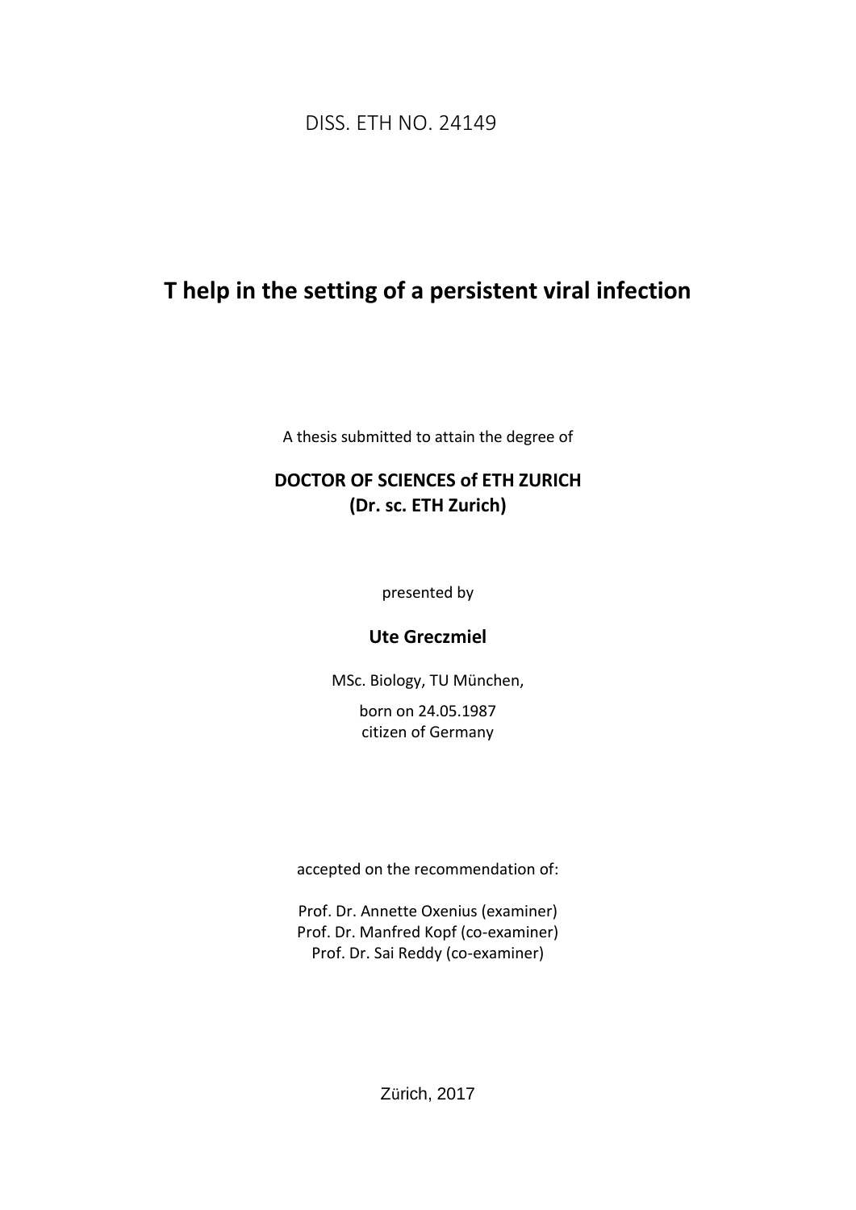DISS. ETH NO. 24149

# T help in the setting of a persistent viral infection

A thesis submitted to attain the degree of

**DOCTOR OF SCIENCES of ETH ZURICH**
**(Dr. sc. ETH Zurich)**

presented by

**Ute Greczmiel**

MSc. Biology, TU München,

born on 24.05.1987
citizen of Germany

accepted on the recommendation of:

Prof. Dr. Annette Oxenius (examiner)
Prof. Dr. Manfred Kopf (co-examiner)
Prof. Dr. Sai Reddy (co-examiner)

Zürich, 2017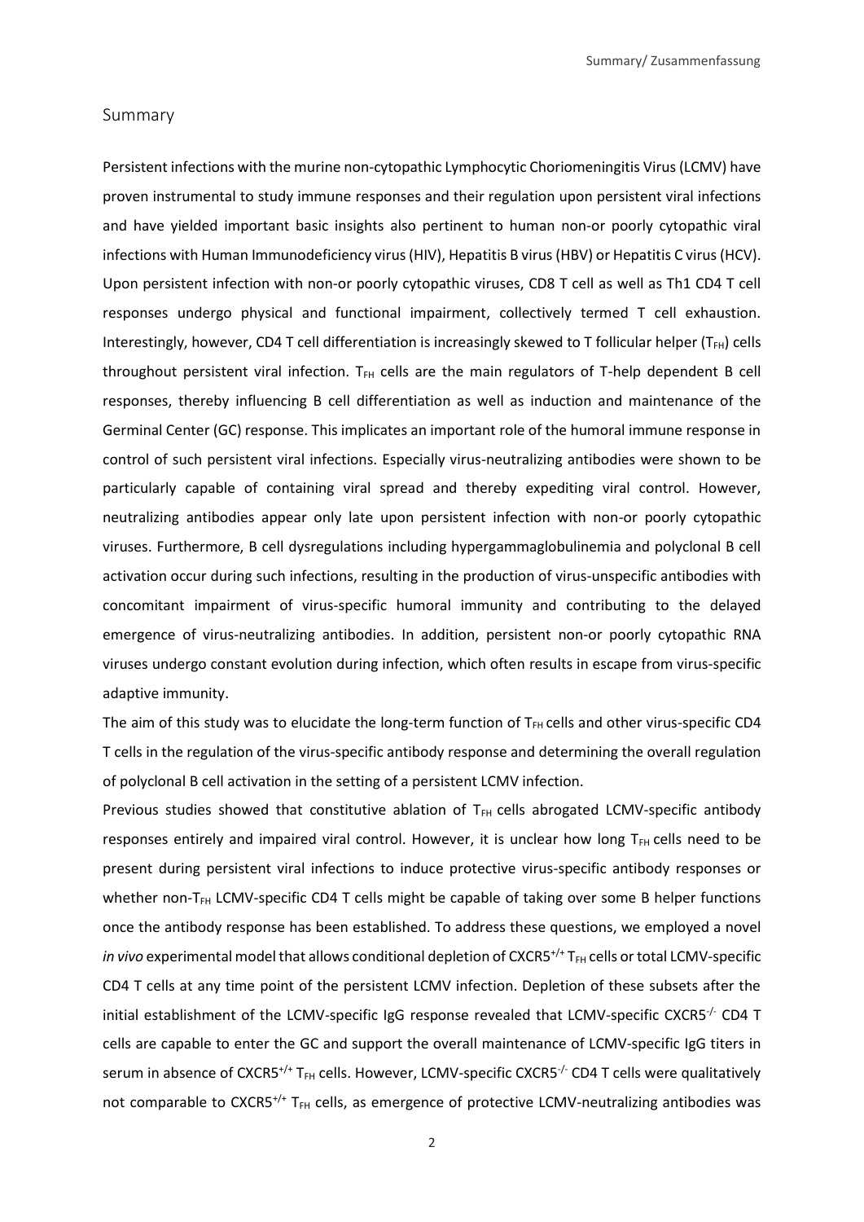## Summary

Persistent infections with the murine non-cytopathic Lymphocytic Choriomeningitis Virus (LCMV) have proven instrumental to study immune responses and their regulation upon persistent viral infections and have yielded important basic insights also pertinent to human non-or poorly cytopathic viral infections with Human Immunodeficiency virus (HIV), Hepatitis B virus (HBV) or Hepatitis C virus (HCV). Upon persistent infection with non-or poorly cytopathic viruses, CD8 T cell as well as Th1 CD4 T cell responses undergo physical and functional impairment, collectively termed T cell exhaustion. Interestingly, however, CD4 T cell differentiation is increasingly skewed to T follicular helper ($T_{FH}$) cells throughout persistent viral infection. $T_{FH}$ cells are the main regulators of T-help dependent B cell responses, thereby influencing B cell differentiation as well as induction and maintenance of the Germinal Center (GC) response. This implicates an important role of the humoral immune response in control of such persistent viral infections. Especially virus-neutralizing antibodies were shown to be particularly capable of containing viral spread and thereby expediting viral control. However, neutralizing antibodies appear only late upon persistent infection with non-or poorly cytopathic viruses. Furthermore, B cell dysregulations including hypergammaglobulinemia and polyclonal B cell activation occur during such infections, resulting in the production of virus-unspecific antibodies with concomitant impairment of virus-specific humoral immunity and contributing to the delayed emergence of virus-neutralizing antibodies. In addition, persistent non-or poorly cytopathic RNA viruses undergo constant evolution during infection, which often results in escape from virus-specific adaptive immunity.

The aim of this study was to elucidate the long-term function of $T_{FH}$ cells and other virus-specific CD4 T cells in the regulation of the virus-specific antibody response and determining the overall regulation of polyclonal B cell activation in the setting of a persistent LCMV infection.

Previous studies showed that constitutive ablation of $T_{FH}$ cells abrogated LCMV-specific antibody responses entirely and impaired viral control. However, it is unclear how long $T_{FH}$ cells need to be present during persistent viral infections to induce protective virus-specific antibody responses or whether non-$T_{FH}$ LCMV-specific CD4 T cells might be capable of taking over some B helper functions once the antibody response has been established. To address these questions, we employed a novel *in vivo* experimental model that allows conditional depletion of CXCR5$^{+/+}$ $T_{FH}$ cells or total LCMV-specific CD4 T cells at any time point of the persistent LCMV infection. Depletion of these subsets after the initial establishment of the LCMV-specific IgG response revealed that LCMV-specific CXCR5$^{-/-}$ CD4 T cells are capable to enter the GC and support the overall maintenance of LCMV-specific IgG titers in serum in absence of CXCR5$^{+/+}$ $T_{FH}$ cells. However, LCMV-specific CXCR5$^{-/-}$ CD4 T cells were qualitatively not comparable to CXCR5$^{+/+}$ $T_{FH}$ cells, as emergence of protective LCMV-neutralizing antibodies was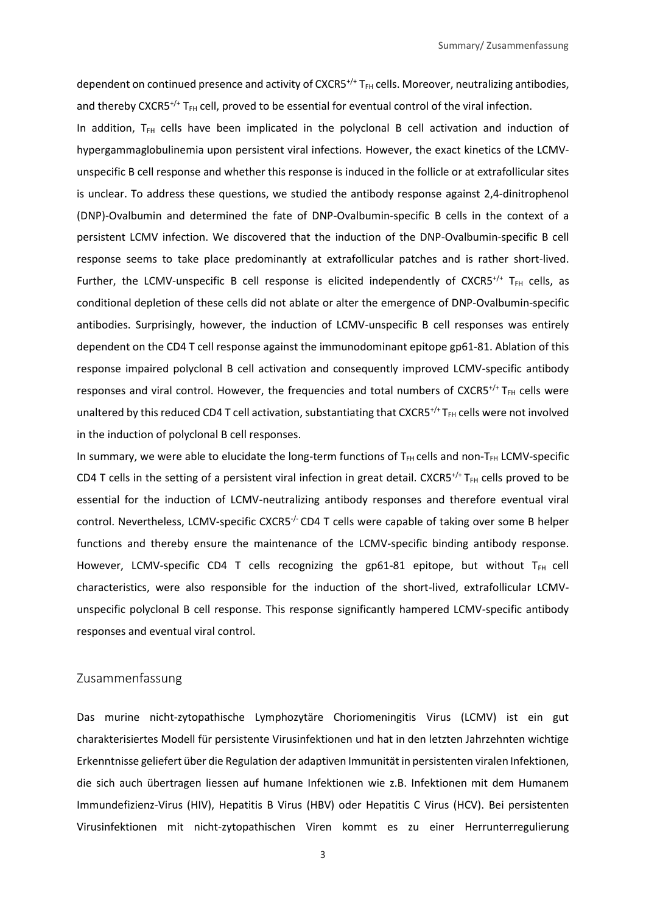dependent on continued presence and activity of $CXCR5^{+/+}$ $T_{FH}$ cells. Moreover, neutralizing antibodies, and thereby $CXCR5^{+/+}$ $T_{FH}$ cell, proved to be essential for eventual control of the viral infection.

In addition, $T_{FH}$ cells have been implicated in the polyclonal B cell activation and induction of hypergammaglobulinemia upon persistent viral infections. However, the exact kinetics of the LCMV-unspecific B cell response and whether this response is induced in the follicle or at extrafollicular sites is unclear. To address these questions, we studied the antibody response against 2,4-dinitrophenol (DNP)-Ovalbumin and determined the fate of DNP-Ovalbumin-specific B cells in the context of a persistent LCMV infection. We discovered that the induction of the DNP-Ovalbumin-specific B cell response seems to take place predominantly at extrafollicular patches and is rather short-lived. Further, the LCMV-unspecific B cell response is elicited independently of $CXCR5^{+/+}$ $T_{FH}$ cells, as conditional depletion of these cells did not ablate or alter the emergence of DNP-Ovalbumin-specific antibodies. Surprisingly, however, the induction of LCMV-unspecific B cell responses was entirely dependent on the CD4 T cell response against the immunodominant epitope gp61-81. Ablation of this response impaired polyclonal B cell activation and consequently improved LCMV-specific antibody responses and viral control. However, the frequencies and total numbers of $CXCR5^{+/+}$ $T_{FH}$ cells were unaltered by this reduced CD4 T cell activation, substantiating that $CXCR5^{+/+}$ $T_{FH}$ cells were not involved in the induction of polyclonal B cell responses.

In summary, we were able to elucidate the long-term functions of $T_{FH}$ cells and non-$T_{FH}$ LCMV-specific CD4 T cells in the setting of a persistent viral infection in great detail. $CXCR5^{+/+}$ $T_{FH}$ cells proved to be essential for the induction of LCMV-neutralizing antibody responses and therefore eventual viral control. Nevertheless, LCMV-specific $CXCR5^{-/-}$ CD4 T cells were capable of taking over some B helper functions and thereby ensure the maintenance of the LCMV-specific binding antibody response. However, LCMV-specific CD4 T cells recognizing the gp61-81 epitope, but without $T_{FH}$ cell characteristics, were also responsible for the induction of the short-lived, extrafollicular LCMV-unspecific polyclonal B cell response. This response significantly hampered LCMV-specific antibody responses and eventual viral control.

## Zusammenfassung

Das murine nicht-zytopathische Lymphozytäre Choriomeningitis Virus (LCMV) ist ein gut charakterisiertes Modell für persistente Virusinfektionen und hat in den letzten Jahrzehnten wichtige Erkenntnisse geliefert über die Regulation der adaptiven Immunität in persistenten viralen Infektionen, die sich auch übertragen liessen auf humane Infektionen wie z.B. Infektionen mit dem Humanem Immundefizienz-Virus (HIV), Hepatitis B Virus (HBV) oder Hepatitis C Virus (HCV). Bei persistenten Virusinfektionen mit nicht-zytopathischen Viren kommt es zu einer Herrunterregulierung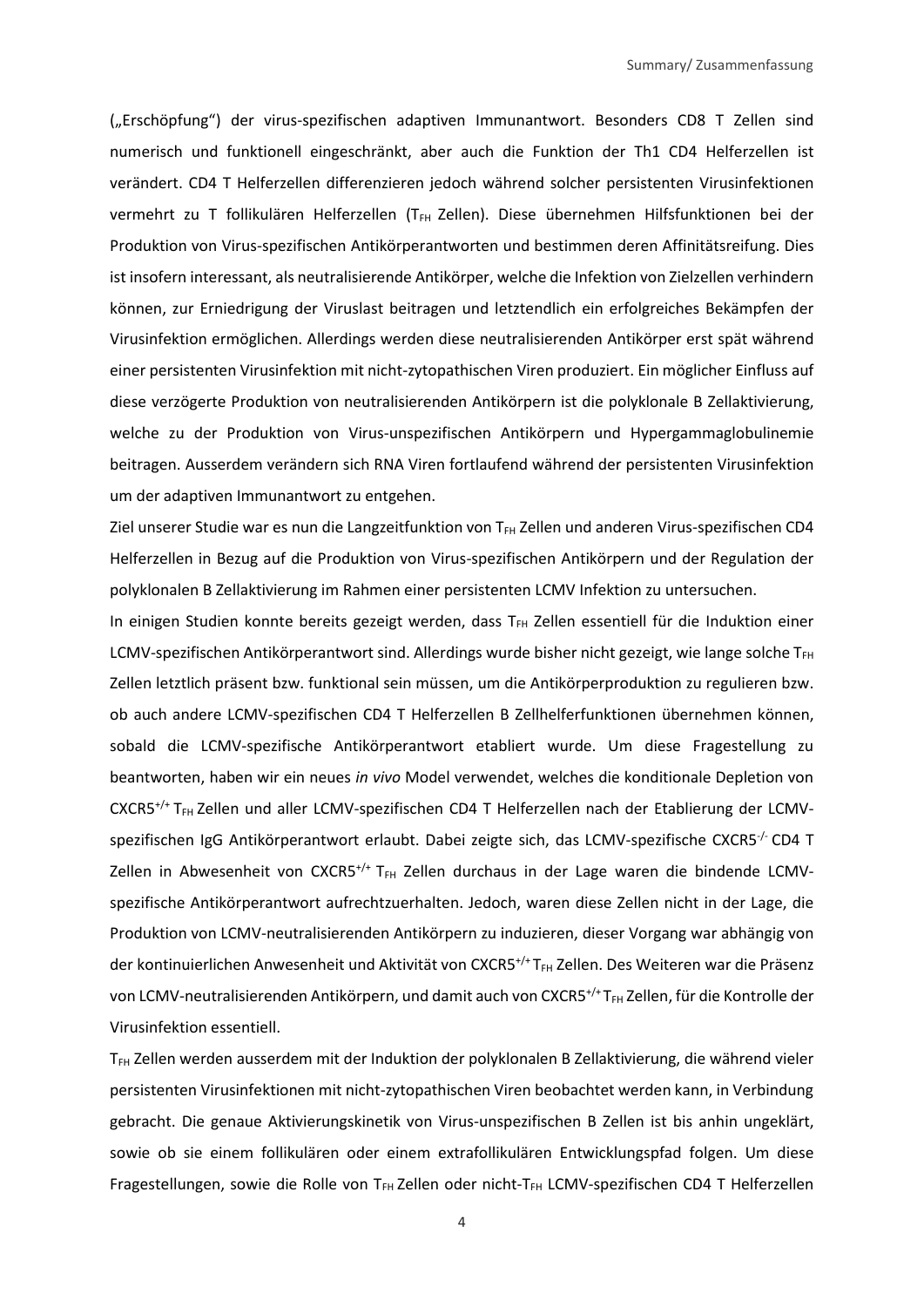(„Erschöpfung“) der virus-spezifischen adaptiven Immunantwort. Besonders CD8 T Zellen sind numerisch und funktionell eingeschränkt, aber auch die Funktion der Th1 CD4 Helferzellen ist verändert. CD4 T Helferzellen differenzieren jedoch während solcher persistenten Virusinfektionen vermehrt zu T follikulären Helferzellen ($T_{FH}$ Zellen). Diese übernehmen Hilfsfunktionen bei der Produktion von Virus-spezifischen Antikörperantworten und bestimmen deren Affinitätsreifung. Dies ist insofern interessant, als neutralisierende Antikörper, welche die Infektion von Zielzellen verhindern können, zur Erniedrigung der Viruslast beitragen und letztendlich ein erfolgreiches Bekämpfen der Virusinfektion ermöglichen. Allerdings werden diese neutralisierenden Antikörper erst spät während einer persistenten Virusinfektion mit nicht-zytopathischen Viren produziert. Ein möglicher Einfluss auf diese verzögerte Produktion von neutralisierenden Antikörpern ist die polyklonale B Zellaktivierung, welche zu der Produktion von Virus-unspezifischen Antikörpern und Hypergammaglobulinemie beitragen. Ausserdem verändern sich RNA Viren fortlaufend während der persistenten Virusinfektion um der adaptiven Immunantwort zu entgehen.

Ziel unserer Studie war es nun die Langzeitfunktion von $T_{FH}$ Zellen und anderen Virus-spezifischen CD4 Helferzellen in Bezug auf die Produktion von Virus-spezifischen Antikörpern und der Regulation der polyklonalen B Zellaktivierung im Rahmen einer persistenten LCMV Infektion zu untersuchen.

In einigen Studien konnte bereits gezeigt werden, dass $T_{FH}$ Zellen essentiell für die Induktion einer LCMV-spezifischen Antikörperantwort sind. Allerdings wurde bisher nicht gezeigt, wie lange solche $T_{FH}$ Zellen letztlich präsent bzw. funktional sein müssen, um die Antikörperproduktion zu regulieren bzw. ob auch andere LCMV-spezifischen CD4 T Helferzellen B Zellhelferfunktionen übernehmen können, sobald die LCMV-spezifische Antikörperantwort etabliert wurde. Um diese Fragestellung zu beantworten, haben wir ein neues *in vivo* Model verwendet, welches die konditionale Depletion von $CXCR5^{+/+}$ $T_{FH}$ Zellen und aller LCMV-spezifischen CD4 T Helferzellen nach der Etablierung der LCMV-spezifischen IgG Antikörperantwort erlaubt. Dabei zeigte sich, das LCMV-spezifische $CXCR5^{-/-}$ CD4 T Zellen in Abwesenheit von $CXCR5^{+/+}$ $T_{FH}$ Zellen durchaus in der Lage waren die bindende LCMV-spezifische Antikörperantwort aufrechtzuerhalten. Jedoch, waren diese Zellen nicht in der Lage, die Produktion von LCMV-neutralisierenden Antikörpern zu induzieren, dieser Vorgang war abhängig von der kontinuierlichen Anwesenheit und Aktivität von $CXCR5^{+/+}$ $T_{FH}$ Zellen. Des Weiteren war die Präsenz von LCMV-neutralisierenden Antikörpern, und damit auch von $CXCR5^{+/+}$ $T_{FH}$ Zellen, für die Kontrolle der Virusinfektion essentiell.

$T_{FH}$ Zellen werden ausserdem mit der Induktion der polyklonalen B Zellaktivierung, die während vieler persistenten Virusinfektionen mit nicht-zytopathischen Viren beobachtet werden kann, in Verbindung gebracht. Die genaue Aktivierungskinetik von Virus-unspezifischen B Zellen ist bis anhin ungeklärt, sowie ob sie einem follikulären oder einem extrafollikulären Entwicklungspfad folgen. Um diese Fragestellungen, sowie die Rolle von $T_{FH}$ Zellen oder nicht-$T_{FH}$ LCMV-spezifischen CD4 T Helferzellen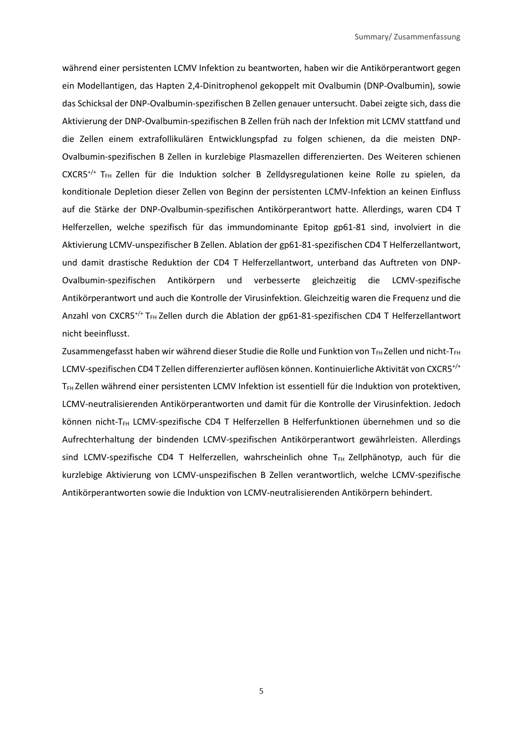während einer persistenten LCMV Infektion zu beantworten, haben wir die Antikörperantwort gegen ein Modellantigen, das Hapten 2,4-Dinitrophenol gekoppelt mit Ovalbumin (DNP-Ovalbumin), sowie das Schicksal der DNP-Ovalbumin-spezifischen B Zellen genauer untersucht. Dabei zeigte sich, dass die Aktivierung der DNP-Ovalbumin-spezifischen B Zellen früh nach der Infektion mit LCMV stattfand und die Zellen einem extrafollikulären Entwicklungspfad zu folgen schienen, da die meisten DNP-Ovalbumin-spezifischen B Zellen in kurzlebige Plasmazellen differenzierten. Des Weiteren schienen CXCR5$^{+/+}$ $T_{FH}$ Zellen für die Induktion solcher B Zelldysregulationen keine Rolle zu spielen, da konditionale Depletion dieser Zellen von Beginn der persistenten LCMV-Infektion an keinen Einfluss auf die Stärke der DNP-Ovalbumin-spezifischen Antikörperantwort hatte. Allerdings, waren CD4 T Helferzellen, welche spezifisch für das immundominante Epitop gp61-81 sind, involviert in die Aktivierung LCMV-unspezifischer B Zellen. Ablation der gp61-81-spezifischen CD4 T Helferzellantwort, und damit drastische Reduktion der CD4 T Helferzellantwort, unterband das Auftreten von DNP-Ovalbumin-spezifischen Antikörpern und verbesserte gleichzeitig die LCMV-spezifische Antikörperantwort und auch die Kontrolle der Virusinfektion. Gleichzeitig waren die Frequenz und die Anzahl von CXCR5$^{+/+}$ $T_{FH}$ Zellen durch die Ablation der gp61-81-spezifischen CD4 T Helferzellantwort nicht beeinflusst.

Zusammengefasst haben wir während dieser Studie die Rolle und Funktion von $T_{FH}$ Zellen und nicht-$T_{FH}$ LCMV-spezifischen CD4 T Zellen differenzierter auflösen können. Kontinuierliche Aktivität von CXCR5$^{+/+}$ $T_{FH}$ Zellen während einer persistenten LCMV Infektion ist essentiell für die Induktion von protektiven, LCMV-neutralisierenden Antikörperantworten und damit für die Kontrolle der Virusinfektion. Jedoch können nicht-$T_{FH}$ LCMV-spezifische CD4 T Helferzellen B Helferfunktionen übernehmen und so die Aufrechterhaltung der bindenden LCMV-spezifischen Antikörperantwort gewährleisten. Allerdings sind LCMV-spezifische CD4 T Helferzellen, wahrscheinlich ohne $T_{FH}$ Zellphänotyp, auch für die kurzlebige Aktivierung von LCMV-unspezifischen B Zellen verantwortlich, welche LCMV-spezifische Antikörperantworten sowie die Induktion von LCMV-neutralisierenden Antikörpern behindert.